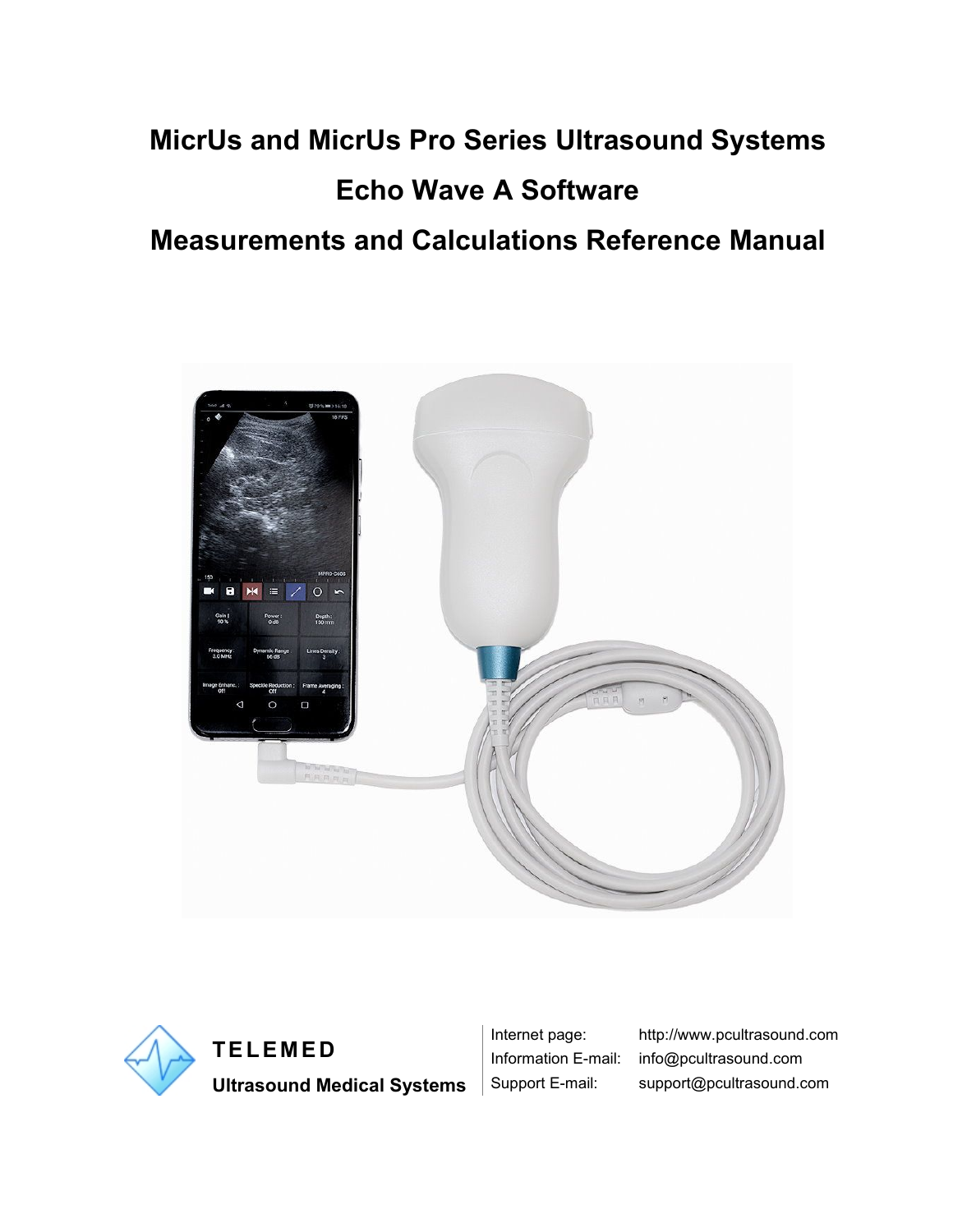# MicrUs and MicrUs Pro Series Ultrasound Systems

# Echo Wave A Software

# Measurements and Calculations Reference Manual

**TELEMED**

**Ultrasound Medical Systems**

| | |
|---|---|
| Internet page: | http://www.pcultrasound.com |
| Information E-mail: | info@pcultrasound.com |
| Support E-mail: | support@pcultrasound.com |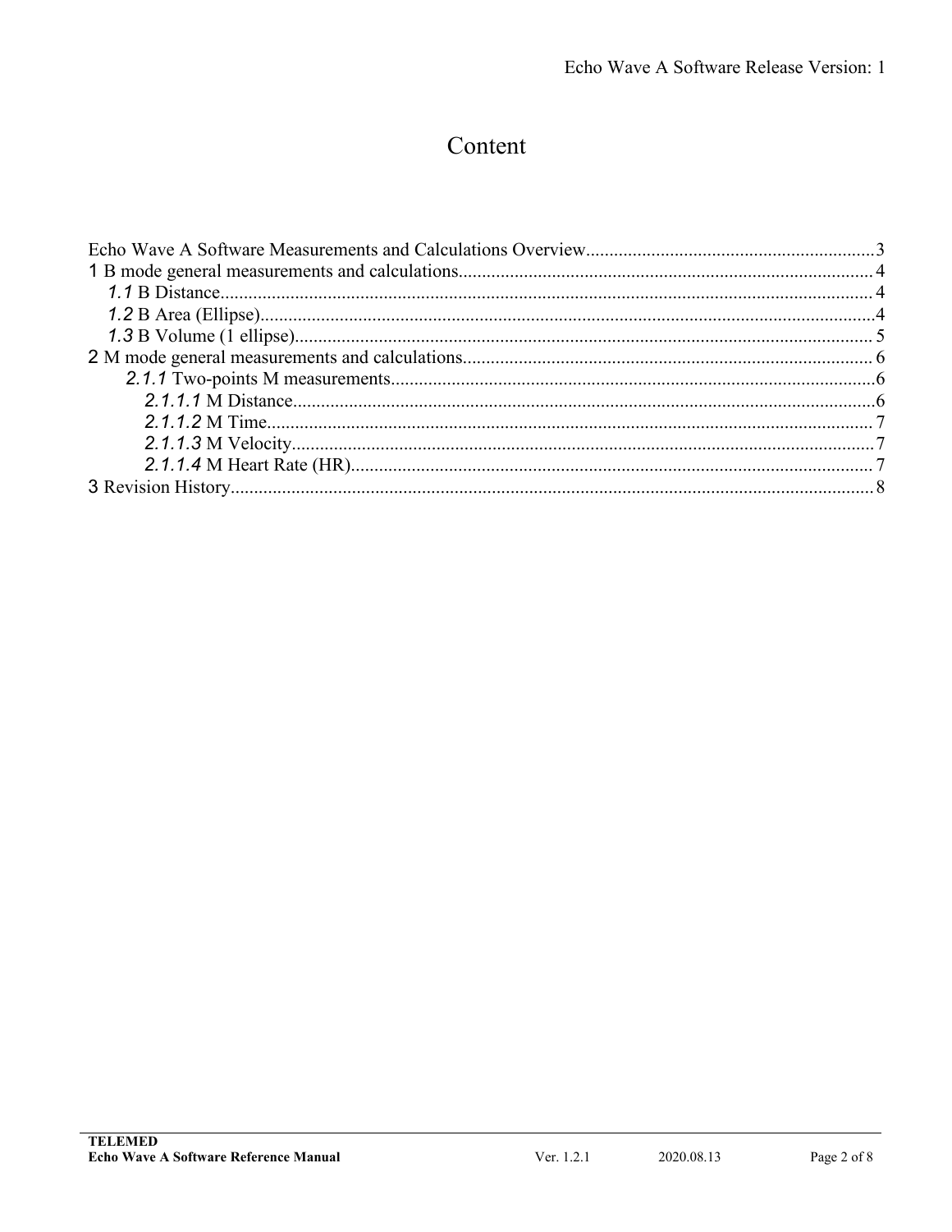# Content

Echo Wave A Software Measurements and Calculations Overview............................................................3

1 B mode general measurements and calculations........................................................................................4

- 1.1 B Distance..........................................................................................................................4
- 1.2 B Area (Ellipse)...................................................................................................................4
- 1.3 B Volume (1 ellipse)..........................................................................................................5

2 M mode general measurements and calculations.......................................................................................6

- 2.1.1 Two-points M measurements.......................................................................................6
  - 2.1.1.1 M Distance..........................................................................................................6
  - 2.1.1.2 M Time................................................................................................................7
  - 2.1.1.3 M Velocity...........................................................................................................7
  - 2.1.1.4 M Heart Rate (HR)..............................................................................................7

3 Revision History.........................................................................................................................8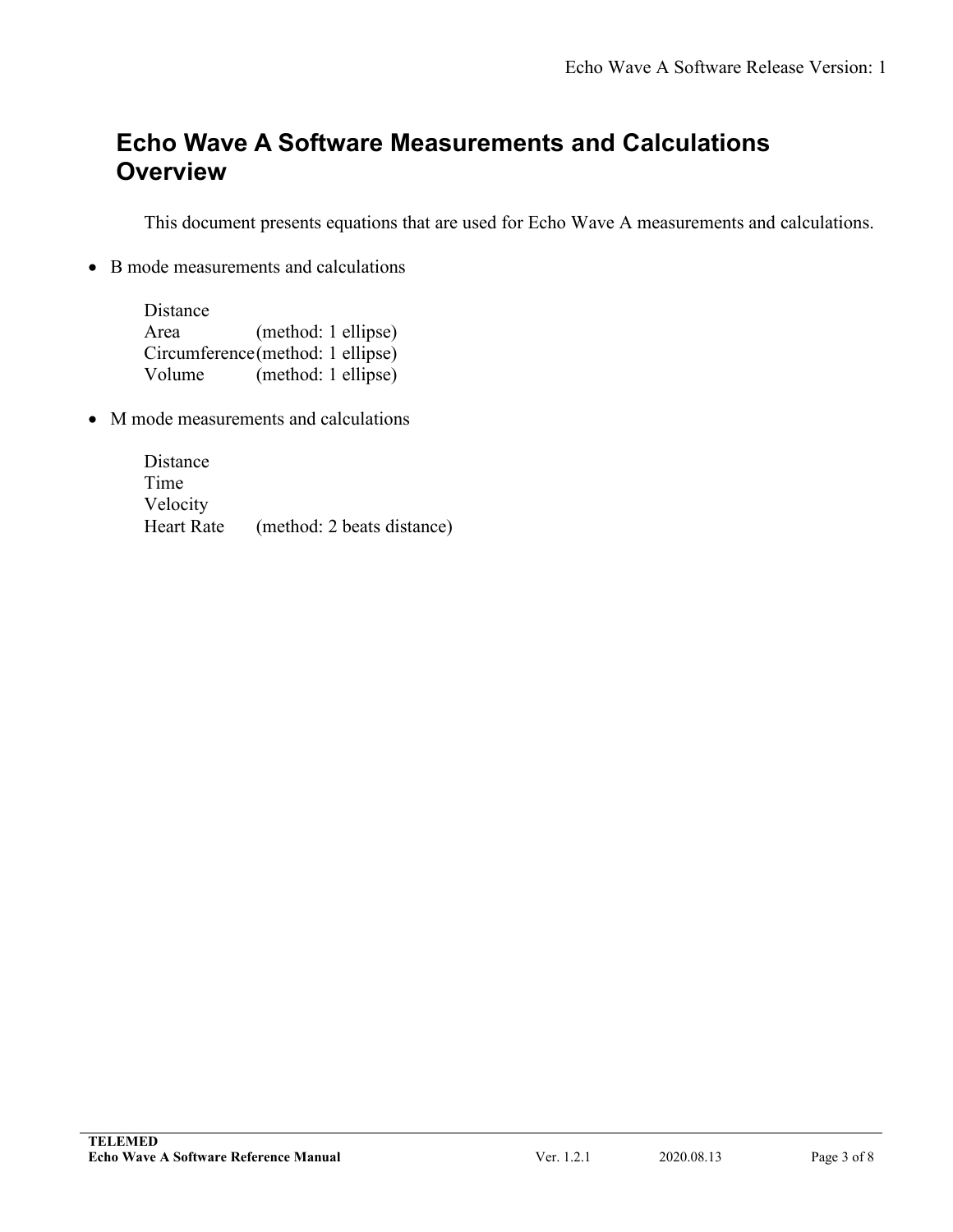# Echo Wave A Software Measurements and Calculations Overview

This document presents equations that are used for Echo Wave A measurements and calculations.

- B mode measurements and calculations

| | |
|---|---|
| Distance | |
| Area | (method: 1 ellipse) |
| Circumference | (method: 1 ellipse) |
| Volume | (method: 1 ellipse) |

- M mode measurements and calculations

| | |
|---|---|
| Distance | |
| Time | |
| Velocity | |
| Heart Rate | (method: 2 beats distance) |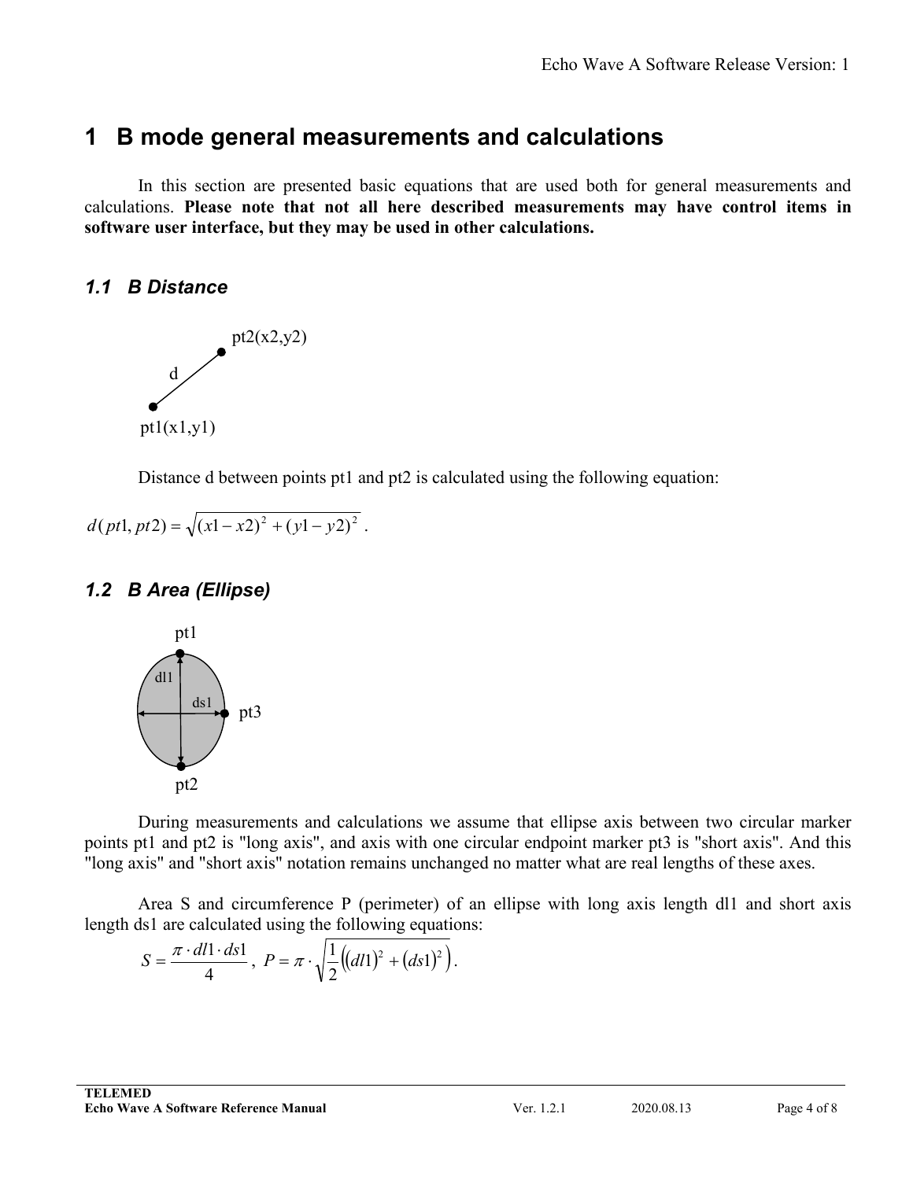# 1 B mode general measurements and calculations

In this section are presented basic equations that are used both for general measurements and calculations. **Please note that not all here described measurements may have control items in software user interface, but they may be used in other calculations.**

## *1.1 B Distance*

Distance d between points pt1 and pt2 is calculated using the following equation:

$$d(pt1, pt2) = \sqrt{(x1 - x2)^2 + (y1 - y2)^2} \ .$$

## *1.2 B Area (Ellipse)*

During measurements and calculations we assume that ellipse axis between two circular marker points pt1 and pt2 is "long axis", and axis with one circular endpoint marker pt3 is "short axis". And this "long axis" and "short axis" notation remains unchanged no matter what are real lengths of these axes.

Area S and circumference P (perimeter) of an ellipse with long axis length dl1 and short axis length ds1 are calculated using the following equations:

$$S = \frac{\pi \cdot dl1 \cdot ds1}{4}, \ P = \pi \cdot \sqrt{\frac{1}{2}\left((dl1)^2 + (ds1)^2\right)}.$$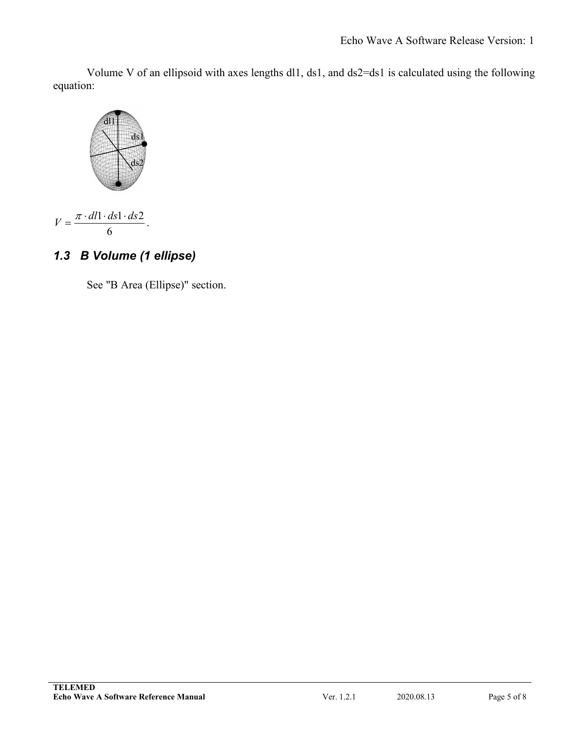Volume V of an ellipsoid with axes lengths dl1, ds1, and ds2=ds1 is calculated using the following equation:

$$V = \frac{\pi \cdot dl1 \cdot ds1 \cdot ds2}{6}.$$

### *1.3 B Volume (1 ellipse)*

See "B Area (Ellipse)" section.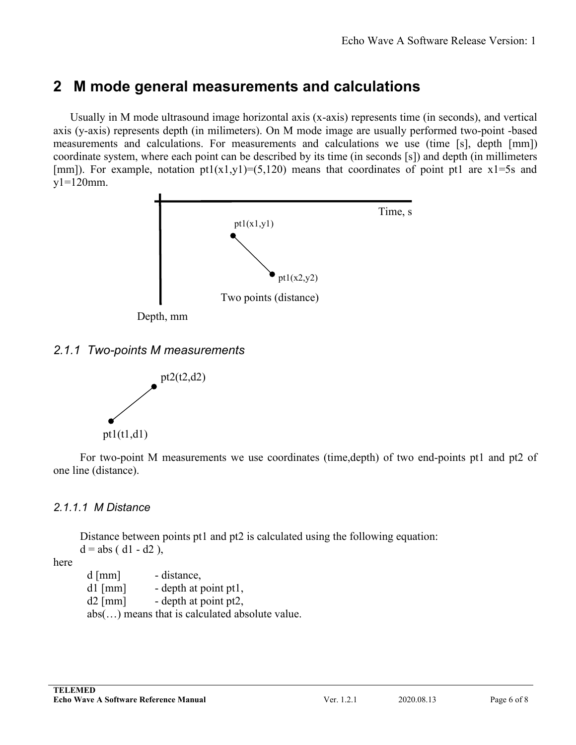# 2 M mode general measurements and calculations

Usually in M mode ultrasound image horizontal axis (x-axis) represents time (in seconds), and vertical axis (y-axis) represents depth (in milimeters). On M mode image are usually performed two-point -based measurements and calculations. For measurements and calculations we use (time [s], depth [mm]) coordinate system, where each point can be described by its time (in seconds [s]) and depth (in millimeters [mm]). For example, notation pt1(x1,y1)=(5,120) means that coordinates of point pt1 are x1=5s and y1=120mm.

### 2.1.1 *Two-points M measurements*

For two-point M measurements we use coordinates (time,depth) of two end-points pt1 and pt2 of one line (distance).

#### 2.1.1.1 *M Distance*

Distance between points pt1 and pt2 is calculated using the following equation:

d = abs ( d1 - d2 ),

here

- d [mm] - distance,
- d1 [mm] - depth at point pt1,
- d2 [mm] - depth at point pt2,

abs(…) means that is calculated absolute value.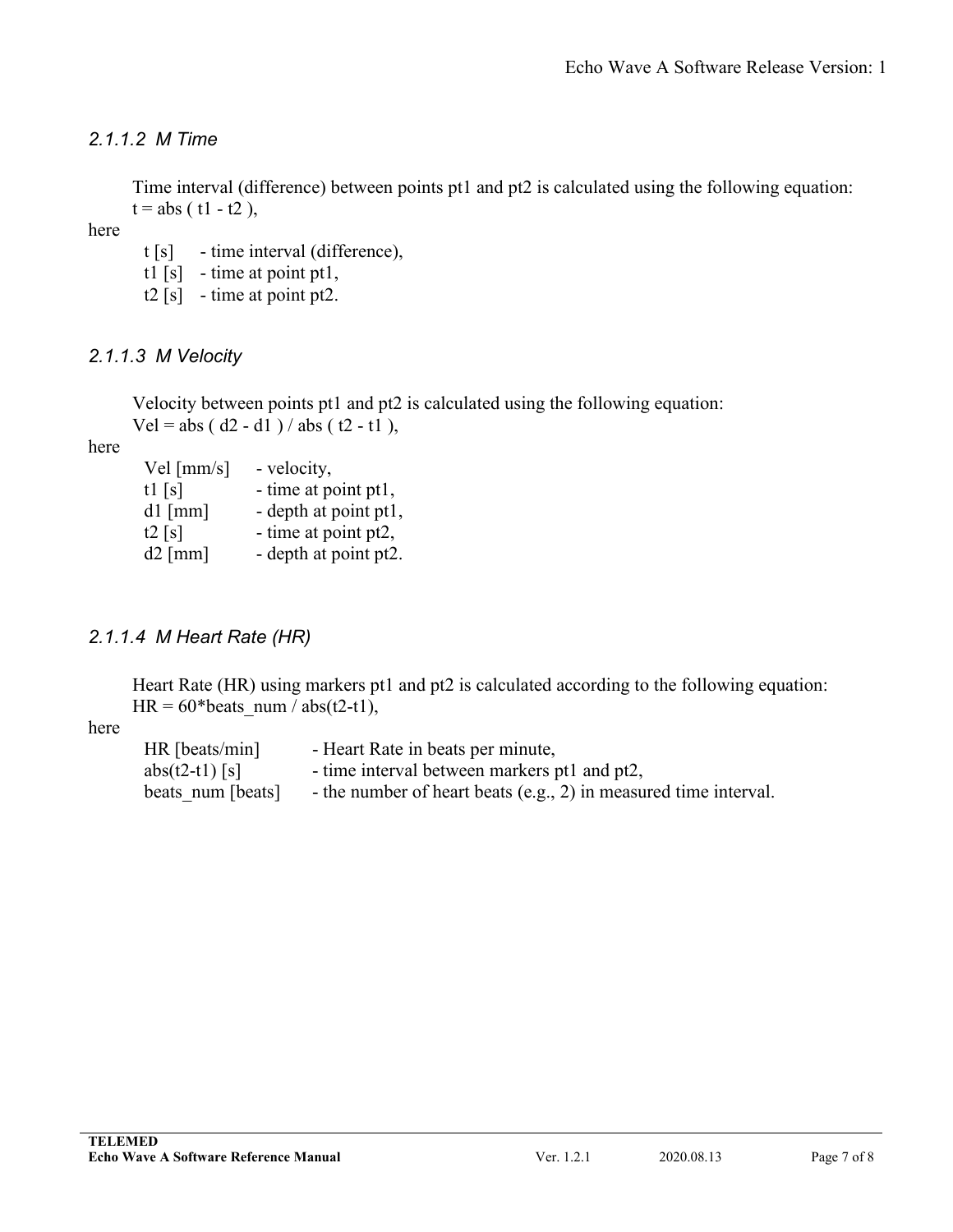#### 2.1.1.2 M Time

Time interval (difference) between points pt1 and pt2 is calculated using the following equation:

$t = abs(t1 - t2)$,

here

- t [s] - time interval (difference),
- t1 [s] - time at point pt1,
- t2 [s] - time at point pt2.

#### 2.1.1.3 M Velocity

Velocity between points pt1 and pt2 is calculated using the following equation:

$Vel = abs(d2 - d1) / abs(t2 - t1)$,

here

- Vel [mm/s] - velocity,
- t1 [s] - time at point pt1,
- d1 [mm] - depth at point pt1,
- t2 [s] - time at point pt2,
- d2 [mm] - depth at point pt2.

#### 2.1.1.4 M Heart Rate (HR)

Heart Rate (HR) using markers pt1 and pt2 is calculated according to the following equation:

$HR = 60 * beats\_num / abs(t2-t1)$,

here

- HR [beats/min] - Heart Rate in beats per minute,
- abs(t2-t1) [s] - time interval between markers pt1 and pt2,
- beats_num [beats] - the number of heart beats (e.g., 2) in measured time interval.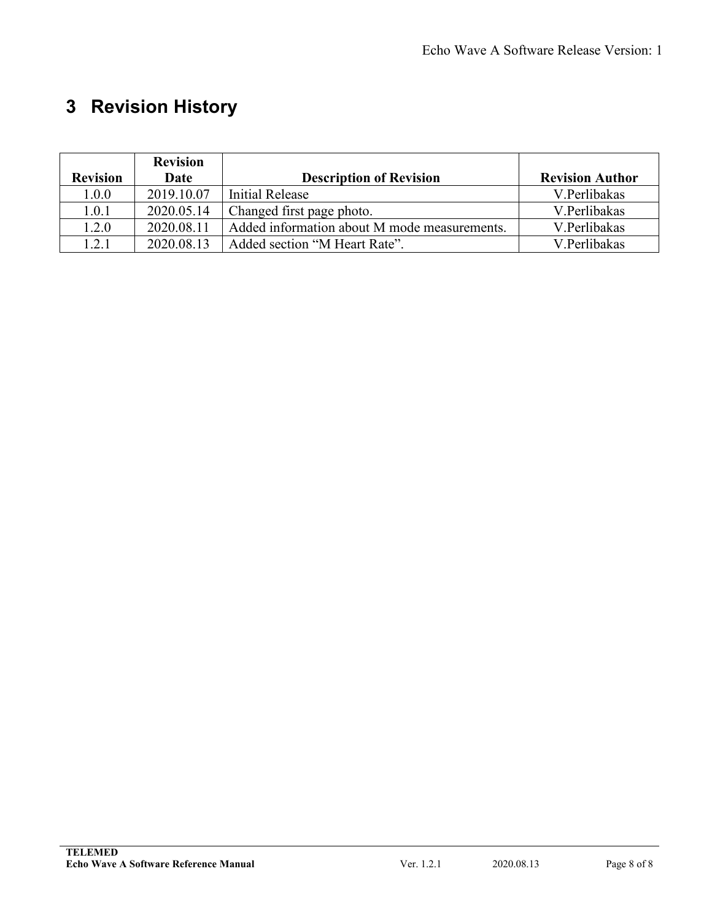# 3 Revision History

| Revision | Revision Date | Description of Revision | Revision Author |
| --- | --- | --- | --- |
| 1.0.0 | 2019.10.07 | Initial Release | V.Perlibakas |
| 1.0.1 | 2020.05.14 | Changed first page photo. | V.Perlibakas |
| 1.2.0 | 2020.08.11 | Added information about M mode measurements. | V.Perlibakas |
| 1.2.1 | 2020.08.13 | Added section “M Heart Rate”. | V.Perlibakas |